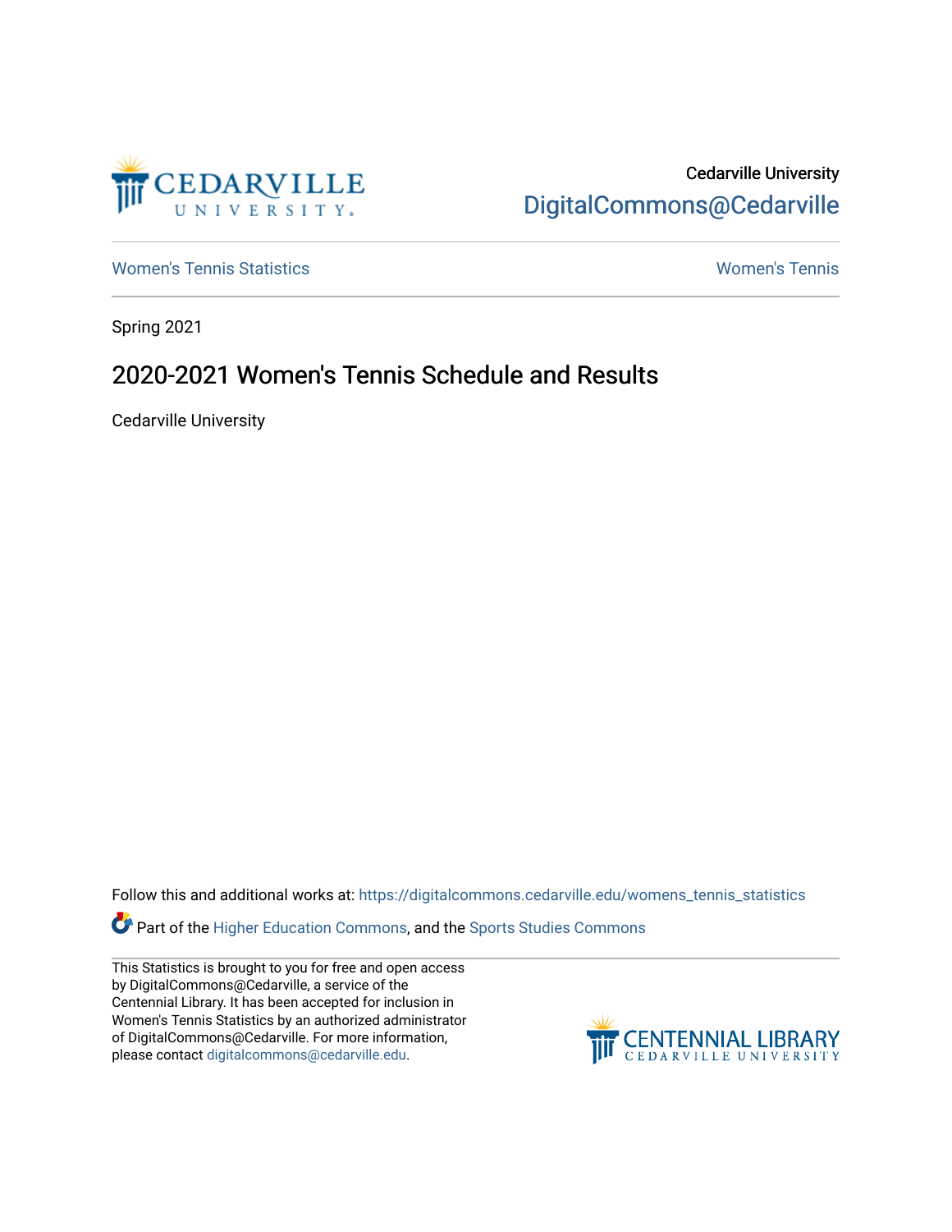Cedarville University

DigitalCommons@Cedarville

Women's Tennis Statistics

Women's Tennis

Spring 2021

# 2020-2021 Women's Tennis Schedule and Results

Cedarville University

Follow this and additional works at: https://digitalcommons.cedarville.edu/womens_tennis_statistics

Part of the Higher Education Commons, and the Sports Studies Commons

This Statistics is brought to you for free and open access by DigitalCommons@Cedarville, a service of the Centennial Library. It has been accepted for inclusion in Women's Tennis Statistics by an authorized administrator of DigitalCommons@Cedarville. For more information, please contact digitalcommons@cedarville.edu.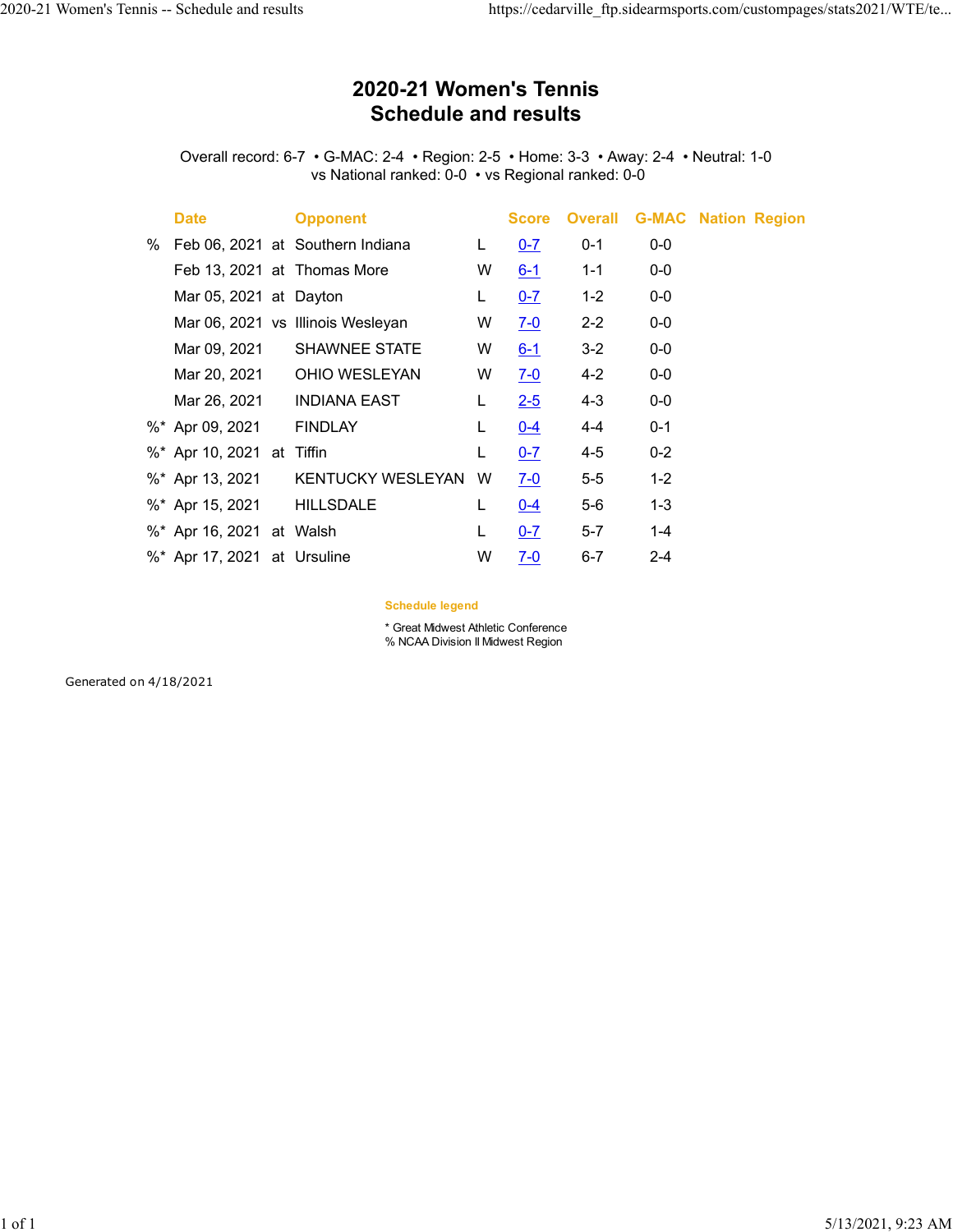# 2020-21 Women's Tennis
## Schedule and results

Overall record: 6-7 • G-MAC: 2-4 • Region: 2-5 • Home: 3-3 • Away: 2-4 • Neutral: 1-0
vs National ranked: 0-0 • vs Regional ranked: 0-0

| | Date | | Opponent | | Score | Overall | G-MAC | Nation | Region |
|---|---|---|---|---|---|---|---|---|---|
| % | Feb 06, 2021 | at | Southern Indiana | L | 0-7 | 0-1 | 0-0 | | |
| | Feb 13, 2021 | at | Thomas More | W | 6-1 | 1-1 | 0-0 | | |
| | Mar 05, 2021 | at | Dayton | L | 0-7 | 1-2 | 0-0 | | |
| | Mar 06, 2021 | vs | Illinois Wesleyan | W | 7-0 | 2-2 | 0-0 | | |
| | Mar 09, 2021 | | SHAWNEE STATE | W | 6-1 | 3-2 | 0-0 | | |
| | Mar 20, 2021 | | OHIO WESLEYAN | W | 7-0 | 4-2 | 0-0 | | |
| | Mar 26, 2021 | | INDIANA EAST | L | 2-5 | 4-3 | 0-0 | | |
| %* | Apr 09, 2021 | | FINDLAY | L | 0-4 | 4-4 | 0-1 | | |
| %* | Apr 10, 2021 | at | Tiffin | L | 0-7 | 4-5 | 0-2 | | |
| %* | Apr 13, 2021 | | KENTUCKY WESLEYAN | W | 7-0 | 5-5 | 1-2 | | |
| %* | Apr 15, 2021 | | HILLSDALE | L | 0-4 | 5-6 | 1-3 | | |
| %* | Apr 16, 2021 | at | Walsh | L | 0-7 | 5-7 | 1-4 | | |
| %* | Apr 17, 2021 | at | Ursuline | W | 7-0 | 6-7 | 2-4 | | |

**Schedule legend**

* Great Midwest Athletic Conference
% NCAA Division II Midwest Region

Generated on 4/18/2021